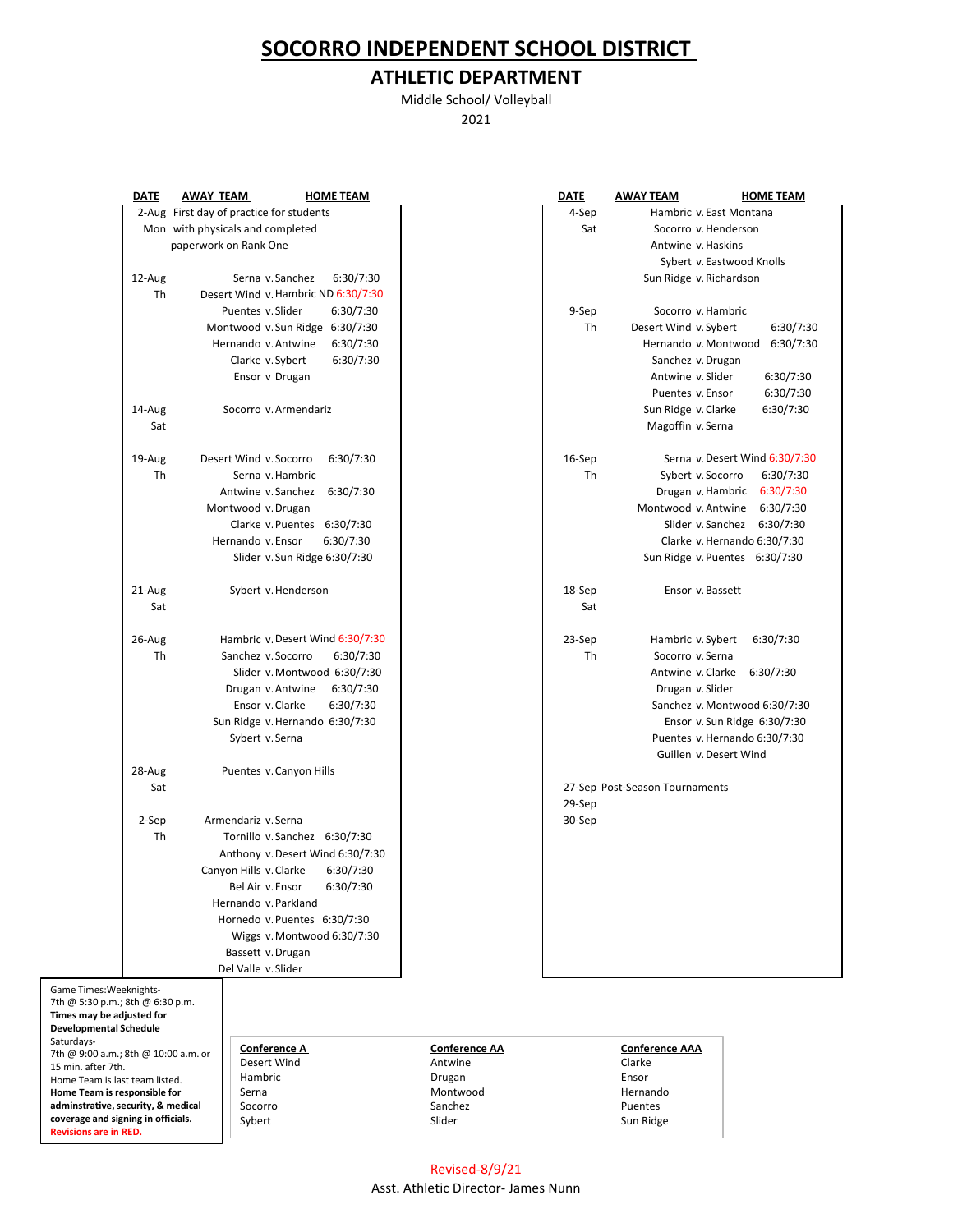# SOCORRO INDEPENDENT SCHOOL DISTRICT

## ATHLETIC DEPARTMENT

Middle School/ Volleyball

2021

| DATE | AWAY TEAM | | HOME TEAM | |
|---|---|---|---|---|
| 2-Aug Mon | First day of practice for students with physicals and completed paperwork on Rank One | | | |
| 12-Aug Th | Serna | v. | Sanchez | 6:30/7:30 |
| | Desert Wind | v. | Hambric ND | 6:30/7:30 |
| | Puentes | v. | Slider | 6:30/7:30 |
| | Montwood | v. | Sun Ridge | 6:30/7:30 |
| | Hernando | v. | Antwine | 6:30/7:30 |
| | Clarke | v. | Sybert | 6:30/7:30 |
| | Ensor | v | Drugan | |
| 14-Aug Sat | Socorro | v. | Armendariz | |
| 19-Aug Th | Desert Wind | v. | Socorro | 6:30/7:30 |
| | Serna | v. | Hambric | |
| | Antwine | v. | Sanchez | 6:30/7:30 |
| | Montwood | v. | Drugan | |
| | Clarke | v. | Puentes | 6:30/7:30 |
| | Hernando | v. | Ensor | 6:30/7:30 |
| | Slider | v. | Sun Ridge | 6:30/7:30 |
| 21-Aug Sat | Sybert | v. | Henderson | |
| 26-Aug Th | Hambric | v. | Desert Wind | 6:30/7:30 |
| | Sanchez | v. | Socorro | 6:30/7:30 |
| | Slider | v. | Montwood | 6:30/7:30 |
| | Drugan | v. | Antwine | 6:30/7:30 |
| | Ensor | v. | Clarke | 6:30/7:30 |
| | Sun Ridge | v. | Hernando | 6:30/7:30 |
| | Sybert | v. | Serna | |
| 28-Aug Sat | Puentes | v. | Canyon Hills | |
| 2-Sep Th | Armendariz | v. | Serna | |
| | Tornillo | v. | Sanchez | 6:30/7:30 |
| | Anthony | v. | Desert Wind | 6:30/7:30 |
| | Canyon Hills | v. | Clarke | 6:30/7:30 |
| | Bel Air | v. | Ensor | 6:30/7:30 |
| | Hernando | v. | Parkland | |
| | Hornedo | v. | Puentes | 6:30/7:30 |
| | Wiggs | v. | Montwood | 6:30/7:30 |
| | Bassett | v. | Drugan | |
| | Del Valle | v. | Slider | |

| DATE | AWAY TEAM | | HOME TEAM | |
|---|---|---|---|---|
| 4-Sep Sat | Hambric | v. | East Montana | |
| | Socorro | v. | Henderson | |
| | Antwine | v. | Haskins | |
| | Sybert | v. | Eastwood Knolls | |
| | Sun Ridge | v. | Richardson | |
| 9-Sep Th | Socorro | v. | Hambric | |
| | Desert Wind | v. | Sybert | 6:30/7:30 |
| | Hernando | v. | Montwood | 6:30/7:30 |
| | Sanchez | v. | Drugan | |
| | Antwine | v. | Slider | 6:30/7:30 |
| | Puentes | v. | Ensor | 6:30/7:30 |
| | Sun Ridge | v. | Clarke | 6:30/7:30 |
| | Magoffin | v. | Serna | |
| 16-Sep Th | Serna | v. | Desert Wind | 6:30/7:30 |
| | Sybert | v. | Socorro | 6:30/7:30 |
| | Drugan | v. | Hambric | 6:30/7:30 |
| | Montwood | v. | Antwine | 6:30/7:30 |
| | Slider | v. | Sanchez | 6:30/7:30 |
| | Clarke | v. | Hernando | 6:30/7:30 |
| | Sun Ridge | v. | Puentes | 6:30/7:30 |
| 18-Sep Sat | Ensor | v. | Bassett | |
| 23-Sep Th | Hambric | v. | Sybert | 6:30/7:30 |
| | Socorro | v. | Serna | |
| | Antwine | v. | Clarke | 6:30/7:30 |
| | Drugan | v. | Slider | |
| | Sanchez | v. | Montwood | 6:30/7:30 |
| | Ensor | v. | Sun Ridge | 6:30/7:30 |
| | Puentes | v. | Hernando | 6:30/7:30 |
| | Guillen | v. | Desert Wind | |
| 27-Sep | Post-Season Tournaments | | | |
| 29-Sep | | | | |
| 30-Sep | | | | |

Game Times: Weeknights-
7th @ 5:30 p.m.; 8th @ 6:30 p.m.
**Times may be adjusted for Developmental Schedule**
Saturdays-
7th @ 9:00 a.m.; 8th @ 10:00 a.m. or 15 min. after 7th.
Home Team is last team listed.
**Home Team is responsible for adminstrative, security, & medical coverage and signing in officials.**
**Revisions are in RED.**

| Conference A | Conference AA | Conference AAA |
|---|---|---|
| Desert Wind | Antwine | Clarke |
| Hambric | Drugan | Ensor |
| Serna | Montwood | Hernando |
| Socorro | Sanchez | Puentes |
| Sybert | Slider | Sun Ridge |

Revised-8/9/21

Asst. Athletic Director- James Nunn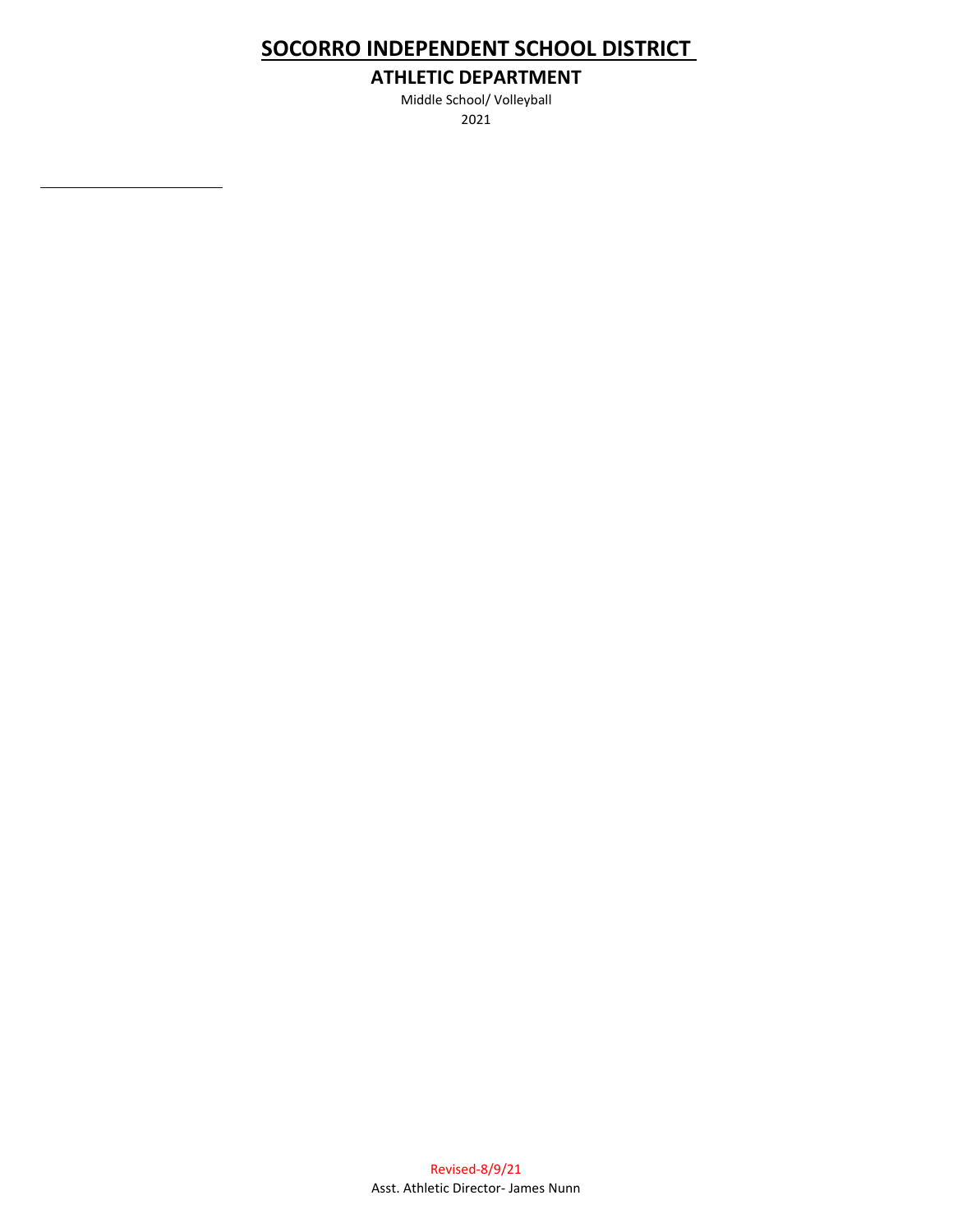# SOCORRO INDEPENDENT SCHOOL DISTRICT

## ATHLETIC DEPARTMENT

Middle School/ Volleyball

2021

Revised-8/9/21

Asst. Athletic Director- James Nunn